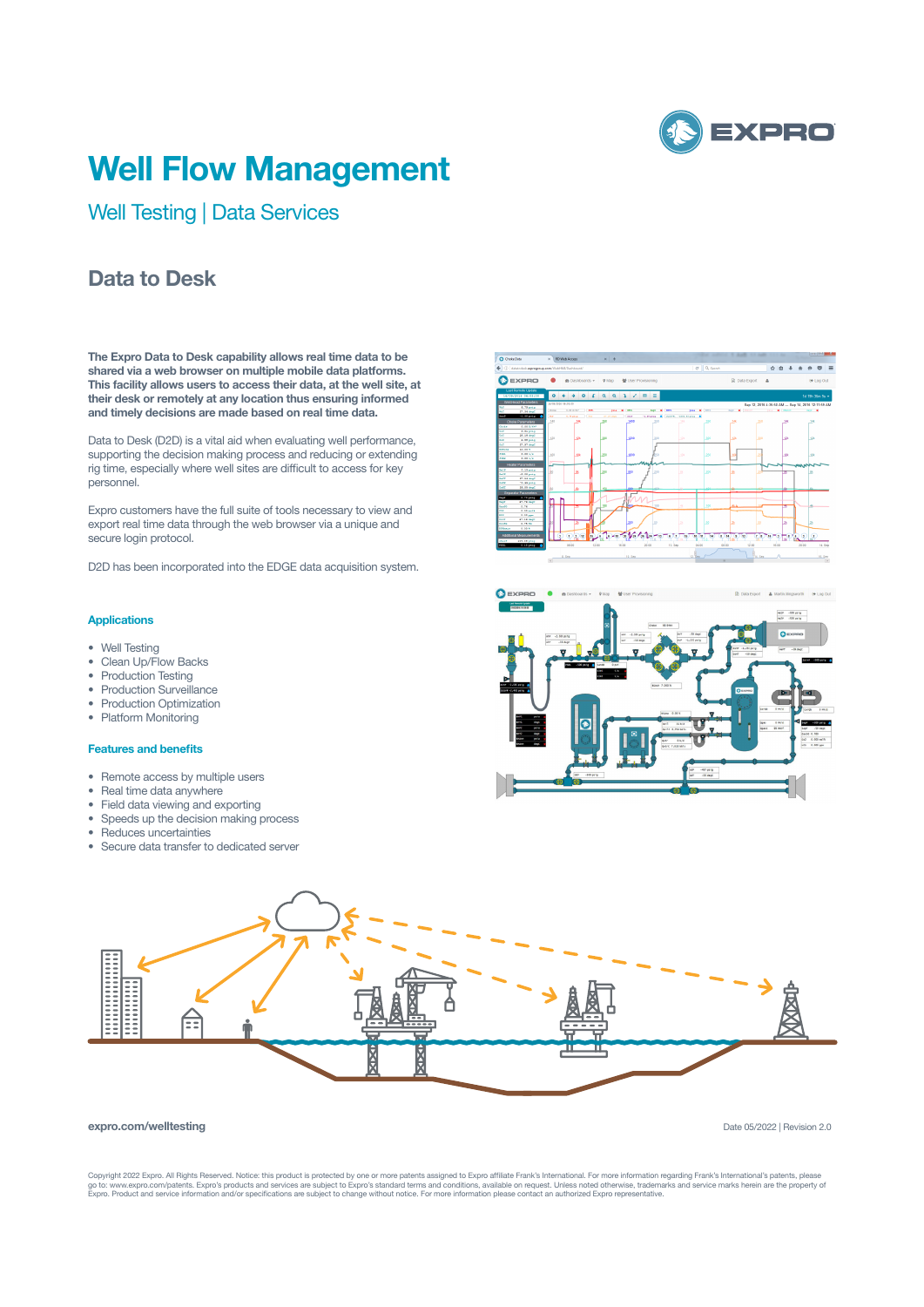# Well Flow Management

## Well Testing | Data Services

## Data to Desk

**The Expro Data to Desk capability allows real time data to be shared via a web browser on multiple mobile data platforms. This facility allows users to access their data, at the well site, at their desk or remotely at any location thus ensuring informed and timely decisions are made based on real time data.**

Data to Desk (D2D) is a vital aid when evaluating well performance, supporting the decision making process and reducing or extending rig time, especially where well sites are difficult to access for key personnel.

Expro customers have the full suite of tools necessary to view and export real time data through the web browser via a unique and secure login protocol.

D2D has been incorporated into the EDGE data acquisition system.

### Applications

- Well Testing
- Clean Up/Flow Backs
- Production Testing
- Production Surveillance
- Production Optimization
- Platform Monitoring

### Features and benefits

- Remote access by multiple users
- Real time data anywhere
- Field data viewing and exporting
- Speeds up the decision making process
- Reduces uncertainties
- Secure data transfer to dedicated server

expro.com/welltesting

Date 05/2022 | Revision 2.0

Copyright 2022 Expro. All Rights Reserved. Notice: this product is protected by one or more patents assigned to Expro affiliate Frank's International. For more information regarding Frank's International's patents, please go to: www.expro.com/patents. Expro's products and services are subject to Expro's standard terms and conditions, available on request. Unless noted otherwise, trademarks and service marks herein are the property of Expro. Product and service information and/or specifications are subject to change without notice. For more information please contact an authorized Expro representative.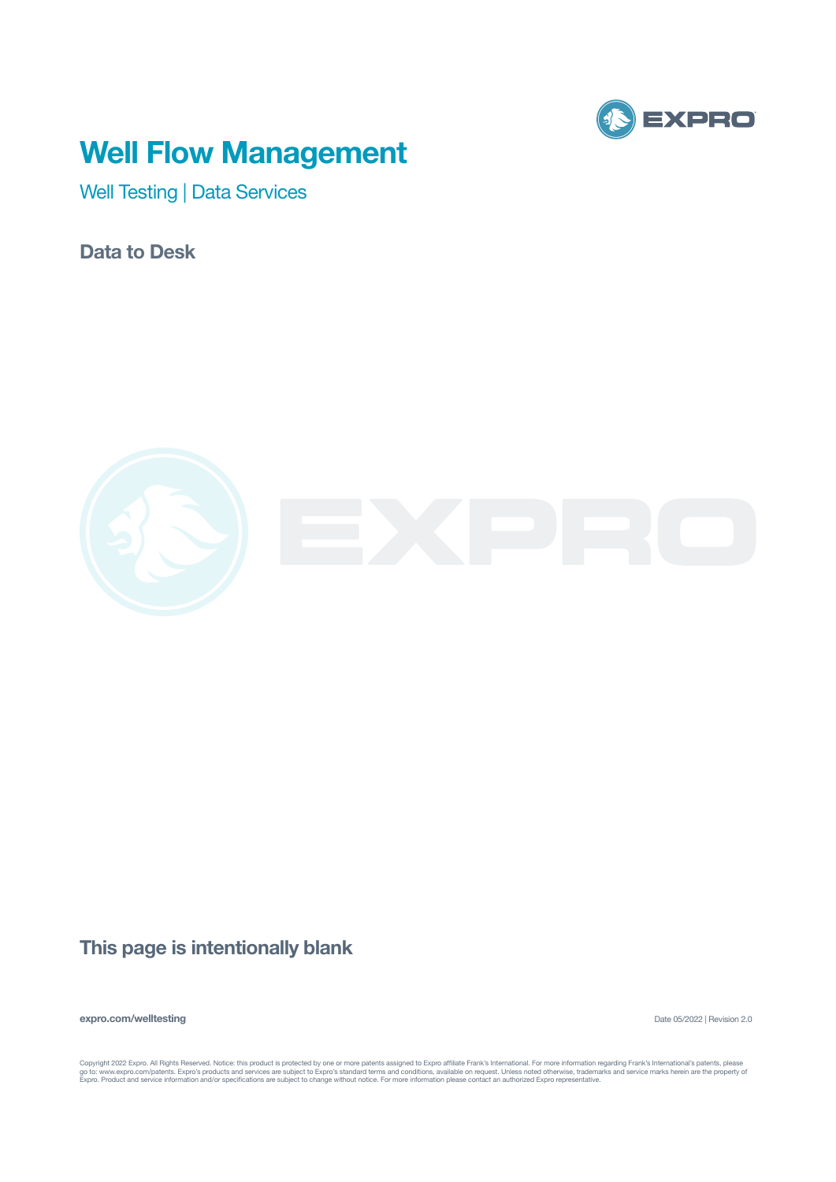# Well Flow Management

Well Testing | Data Services

**Data to Desk**

**This page is intentionally blank**

**expro.com/welltesting**

Date 05/2022 | Revision 2.0

Copyright 2022 Expro. All Rights Reserved. Notice: this product is protected by one or more patents assigned to Expro affiliate Frank's International. For more information regarding Frank's International's patents, please go to: www.expro.com/patents. Expro's products and services are subject to Expro's standard terms and conditions, available on request. Unless noted otherwise, trademarks and service marks herein are the property of Expro. Product and service information and/or specifications are subject to change without notice. For more information please contact an authorized Expro representative.